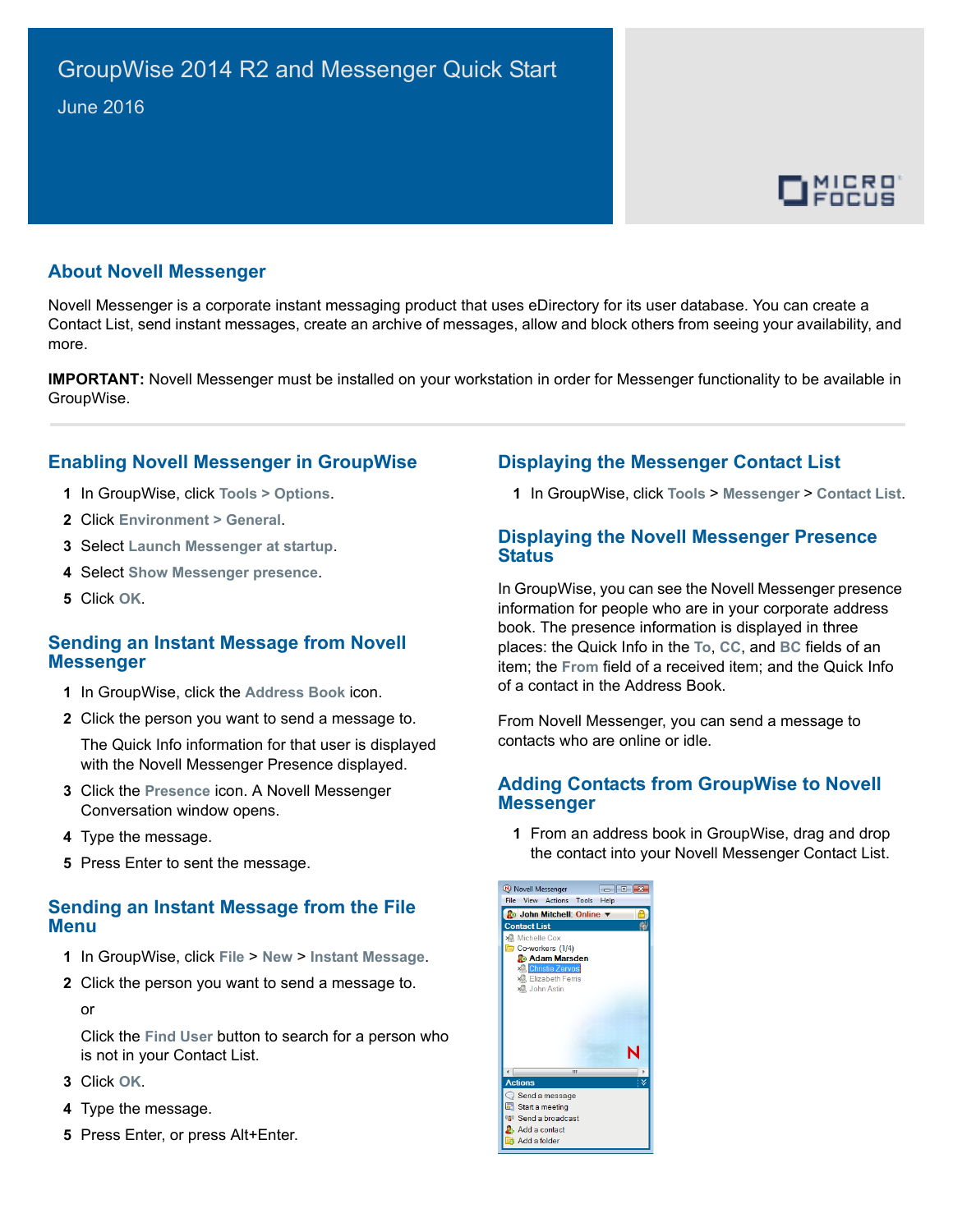# GroupWise 2014 R2 and Messenger Quick Start

June 2016

## About Novell Messenger

Novell Messenger is a corporate instant messaging product that uses eDirectory for its user database. You can create a Contact List, send instant messages, create an archive of messages, allow and block others from seeing your availability, and more.

**IMPORTANT:** Novell Messenger must be installed on your workstation in order for Messenger functionality to be available in GroupWise.

## Enabling Novell Messenger in GroupWise

1. In GroupWise, click **Tools > Options**.
2. Click **Environment > General**.
3. Select **Launch Messenger at startup**.
4. Select **Show Messenger presence**.
5. Click **OK**.

## Sending an Instant Message from Novell Messenger

1. In GroupWise, click the **Address Book** icon.
2. Click the person you want to send a message to.

   The Quick Info information for that user is displayed with the Novell Messenger Presence displayed.
3. Click the **Presence** icon. A Novell Messenger Conversation window opens.
4. Type the message.
5. Press Enter to sent the message.

## Sending an Instant Message from the File Menu

1. In GroupWise, click **File** > **New** > **Instant Message**.
2. Click the person you want to send a message to.

   or

   Click the **Find User** button to search for a person who is not in your Contact List.
3. Click **OK**.
4. Type the message.
5. Press Enter, or press Alt+Enter.

## Displaying the Messenger Contact List

1. In GroupWise, click **Tools** > **Messenger** > **Contact List**.

## Displaying the Novell Messenger Presence Status

In GroupWise, you can see the Novell Messenger presence information for people who are in your corporate address book. The presence information is displayed in three places: the Quick Info in the **To**, **CC**, and **BC** fields of an item; the **From** field of a received item; and the Quick Info of a contact in the Address Book.

From Novell Messenger, you can send a message to contacts who are online or idle.

## Adding Contacts from GroupWise to Novell Messenger

1. From an address book in GroupWise, drag and drop the contact into your Novell Messenger Contact List.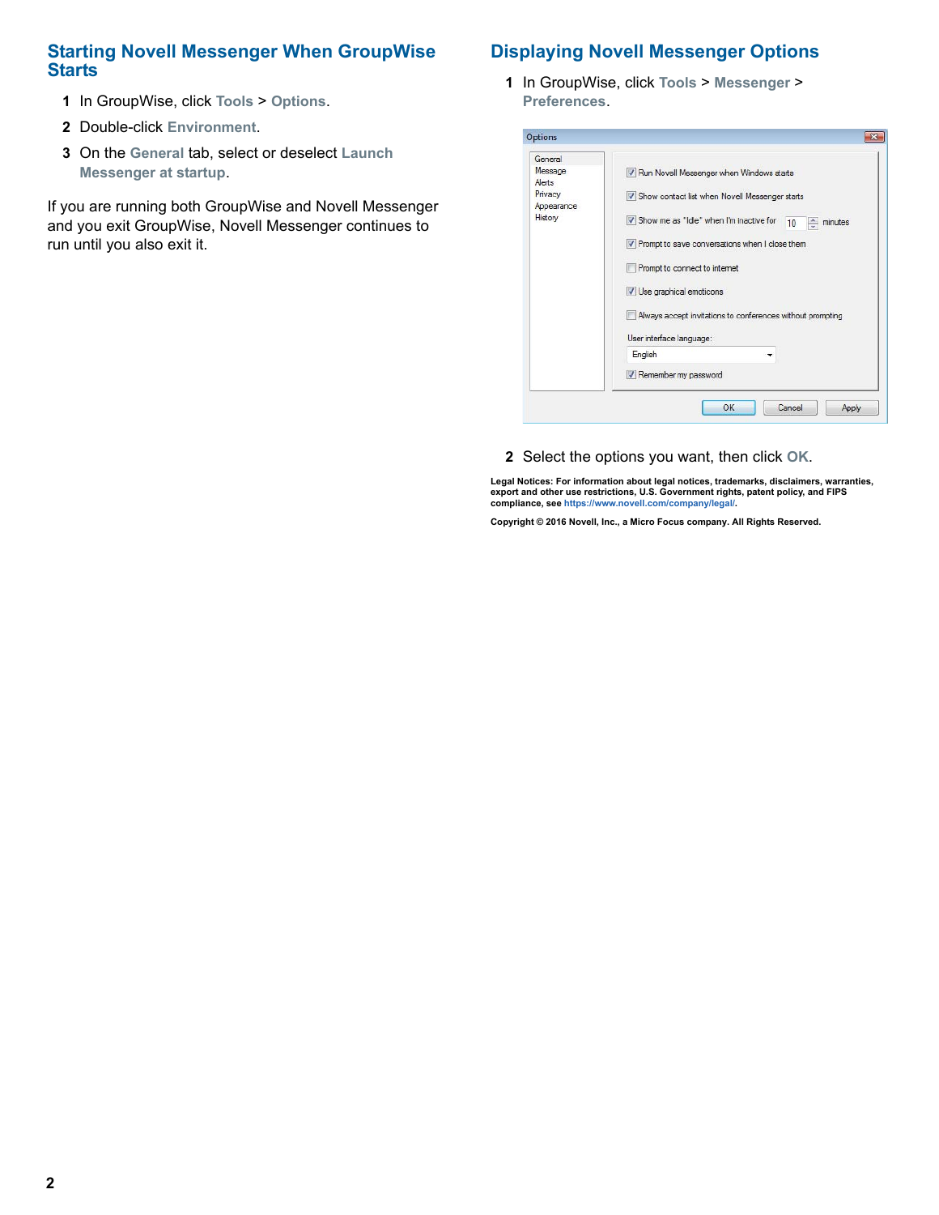## Starting Novell Messenger When GroupWise Starts

1. In GroupWise, click **Tools** > **Options**.
2. Double-click **Environment**.
3. On the **General** tab, select or deselect **Launch Messenger at startup**.

If you are running both GroupWise and Novell Messenger and you exit GroupWise, Novell Messenger continues to run until you also exit it.

## Displaying Novell Messenger Options

1. In GroupWise, click **Tools** > **Messenger** > **Preferences**.

Options

General
Message
Alerts
Privacy
Appearance
History

Run Novell Messenger when Windows starts
Show contact list when Novell Messenger starts
Show me as "Idle" when I'm inactive for 10 minutes
Prompt to save conversations when I close them
Prompt to connect to internet
Use graphical emoticons
Always accept invitations to conferences without prompting
User interface language:
English
Remember my password

OK Cancel Apply

2. Select the options you want, then click **OK**.

**Legal Notices: For information about legal notices, trademarks, disclaimers, warranties, export and other use restrictions, U.S. Government rights, patent policy, and FIPS compliance, see https://www.novell.com/company/legal/.**

**Copyright © 2016 Novell, Inc., a Micro Focus company. All Rights Reserved.**